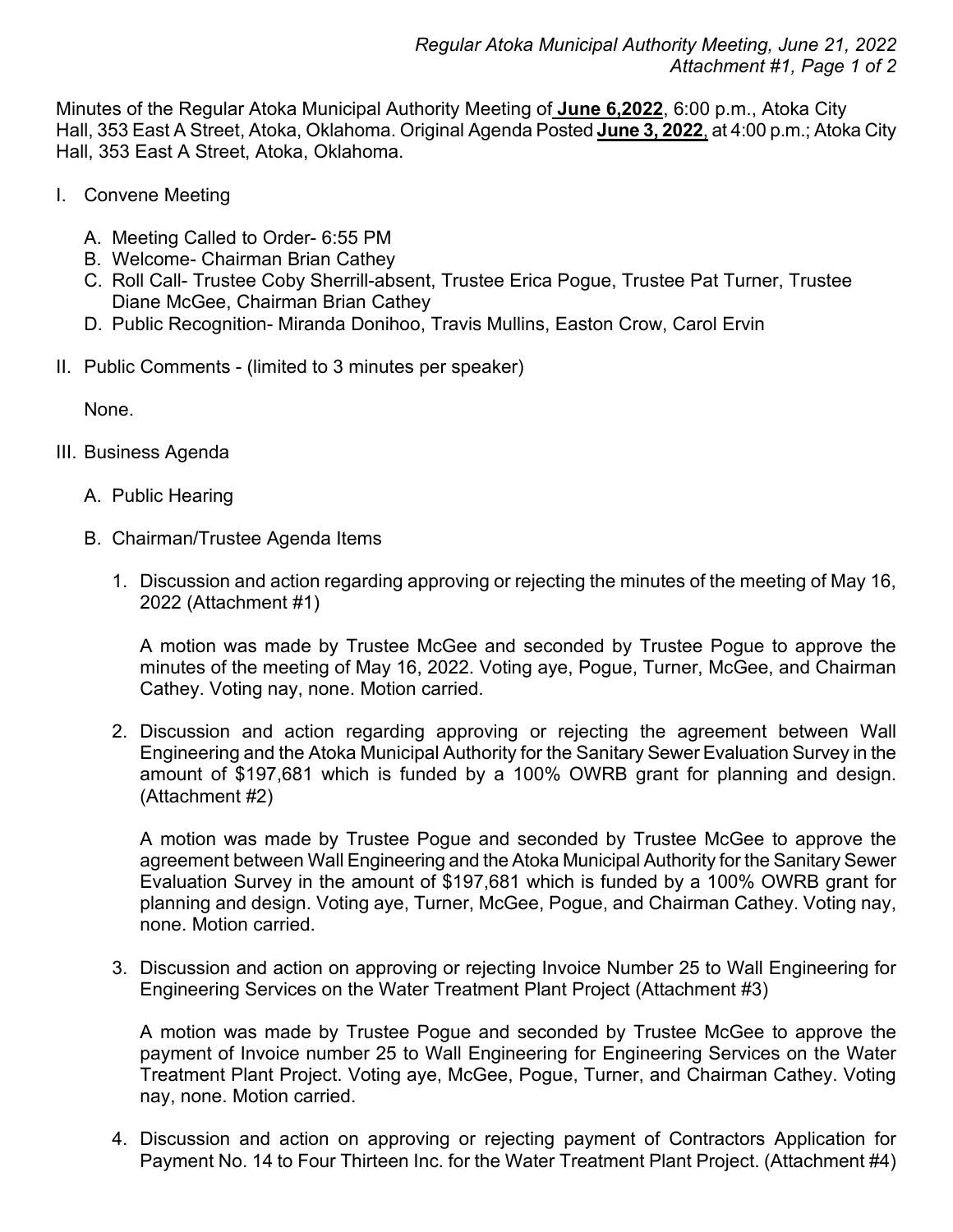Minutes of the Regular Atoka Municipal Authority Meeting of **June 6,2022**, 6:00 p.m., Atoka City Hall, 353 East A Street, Atoka, Oklahoma. Original Agenda Posted **June 3, 2022**, at 4:00 p.m.; Atoka City Hall, 353 East A Street, Atoka, Oklahoma.

I. Convene Meeting

   A. Meeting Called to Order- 6:55 PM
   B. Welcome- Chairman Brian Cathey
   C. Roll Call- Trustee Coby Sherrill-absent, Trustee Erica Pogue, Trustee Pat Turner, Trustee Diane McGee, Chairman Brian Cathey
   D. Public Recognition- Miranda Donihoo, Travis Mullins, Easton Crow, Carol Ervin

II. Public Comments - (limited to 3 minutes per speaker)

   None.

III. Business Agenda

   A. Public Hearing

   B. Chairman/Trustee Agenda Items

      1. Discussion and action regarding approving or rejecting the minutes of the meeting of May 16, 2022 (Attachment #1)

         A motion was made by Trustee McGee and seconded by Trustee Pogue to approve the minutes of the meeting of May 16, 2022. Voting aye, Pogue, Turner, McGee, and Chairman Cathey. Voting nay, none. Motion carried.

      2. Discussion and action regarding approving or rejecting the agreement between Wall Engineering and the Atoka Municipal Authority for the Sanitary Sewer Evaluation Survey in the amount of $197,681 which is funded by a 100% OWRB grant for planning and design. (Attachment #2)

         A motion was made by Trustee Pogue and seconded by Trustee McGee to approve the agreement between Wall Engineering and the Atoka Municipal Authority for the Sanitary Sewer Evaluation Survey in the amount of $197,681 which is funded by a 100% OWRB grant for planning and design. Voting aye, Turner, McGee, Pogue, and Chairman Cathey. Voting nay, none. Motion carried.

      3. Discussion and action on approving or rejecting Invoice Number 25 to Wall Engineering for Engineering Services on the Water Treatment Plant Project (Attachment #3)

         A motion was made by Trustee Pogue and seconded by Trustee McGee to approve the payment of Invoice number 25 to Wall Engineering for Engineering Services on the Water Treatment Plant Project. Voting aye, McGee, Pogue, Turner, and Chairman Cathey. Voting nay, none. Motion carried.

      4. Discussion and action on approving or rejecting payment of Contractors Application for Payment No. 14 to Four Thirteen Inc. for the Water Treatment Plant Project. (Attachment #4)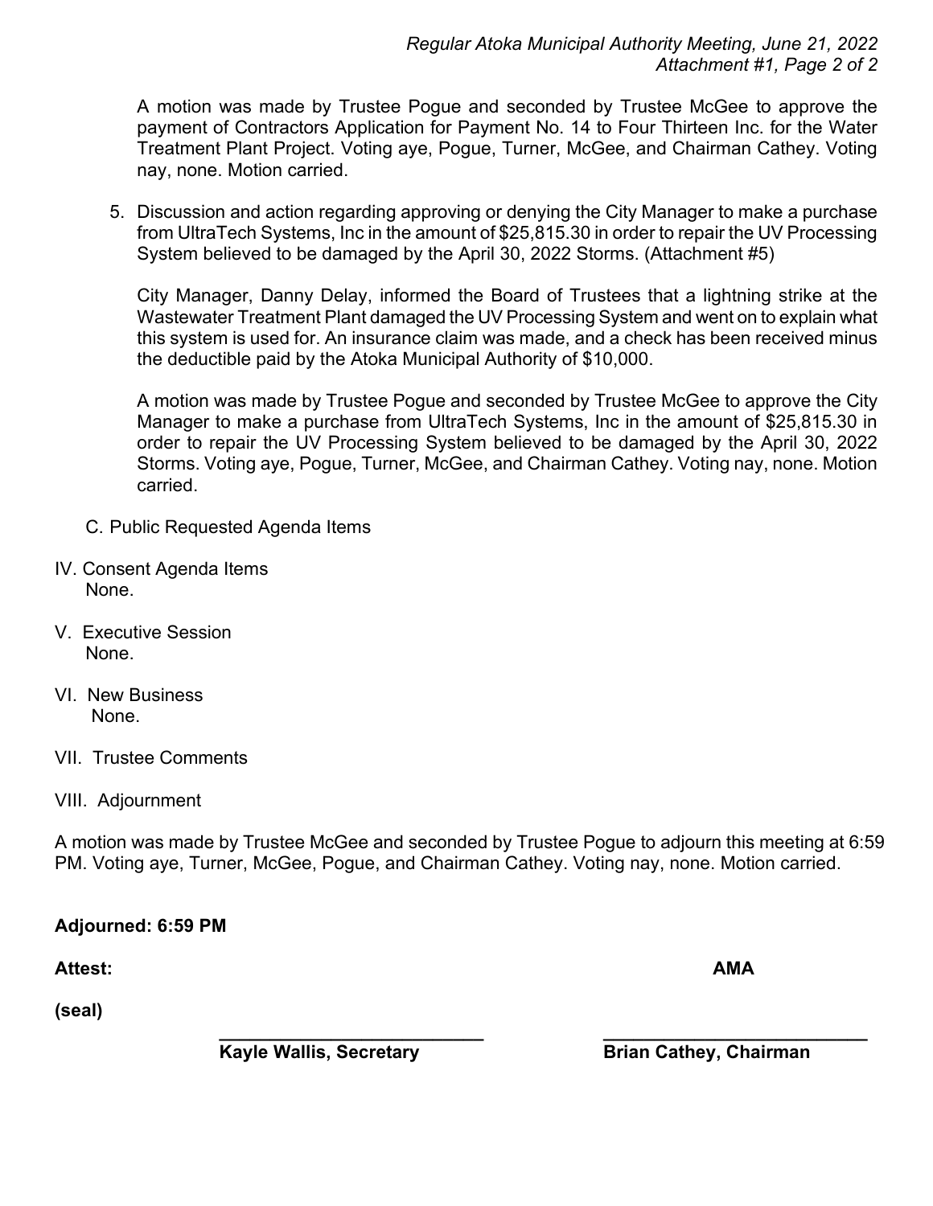A motion was made by Trustee Pogue and seconded by Trustee McGee to approve the payment of Contractors Application for Payment No. 14 to Four Thirteen Inc. for the Water Treatment Plant Project. Voting aye, Pogue, Turner, McGee, and Chairman Cathey. Voting nay, none. Motion carried.

5. Discussion and action regarding approving or denying the City Manager to make a purchase from UltraTech Systems, Inc in the amount of $25,815.30 in order to repair the UV Processing System believed to be damaged by the April 30, 2022 Storms. (Attachment #5)

   City Manager, Danny Delay, informed the Board of Trustees that a lightning strike at the Wastewater Treatment Plant damaged the UV Processing System and went on to explain what this system is used for. An insurance claim was made, and a check has been received minus the deductible paid by the Atoka Municipal Authority of $10,000.

   A motion was made by Trustee Pogue and seconded by Trustee McGee to approve the City Manager to make a purchase from UltraTech Systems, Inc in the amount of $25,815.30 in order to repair the UV Processing System believed to be damaged by the April 30, 2022 Storms. Voting aye, Pogue, Turner, McGee, and Chairman Cathey. Voting nay, none. Motion carried.

C. Public Requested Agenda Items

IV. Consent Agenda Items
None.

V. Executive Session
None.

VI. New Business
None.

VII. Trustee Comments

VIII. Adjournment

A motion was made by Trustee McGee and seconded by Trustee Pogue to adjourn this meeting at 6:59 PM. Voting aye, Turner, McGee, Pogue, and Chairman Cathey. Voting nay, none. Motion carried.

**Adjourned: 6:59 PM**

**Attest:** **AMA**

**(seal)**

**Kayle Wallis, Secretary** **Brian Cathey, Chairman**